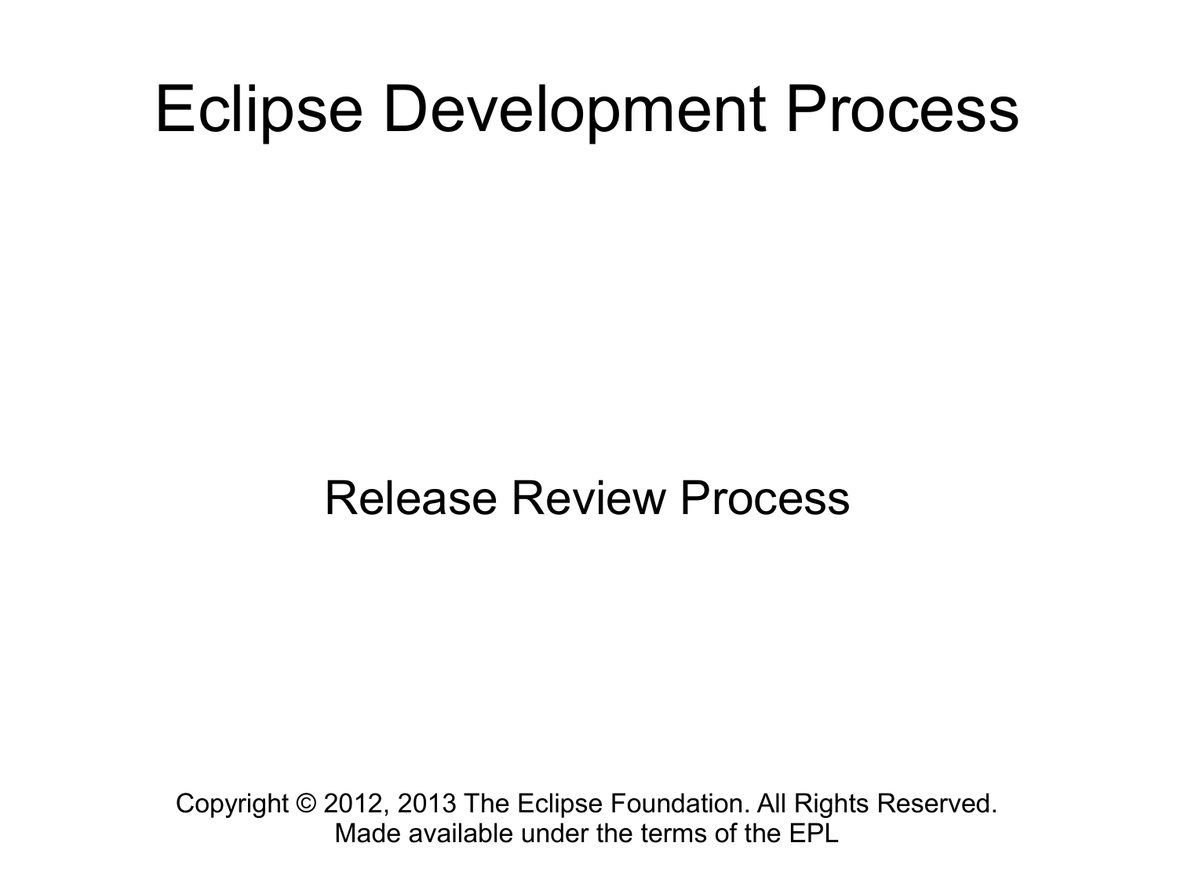# Eclipse Development Process

## Release Review Process

Copyright © 2012, 2013 The Eclipse Foundation. All Rights Reserved.
Made available under the terms of the EPL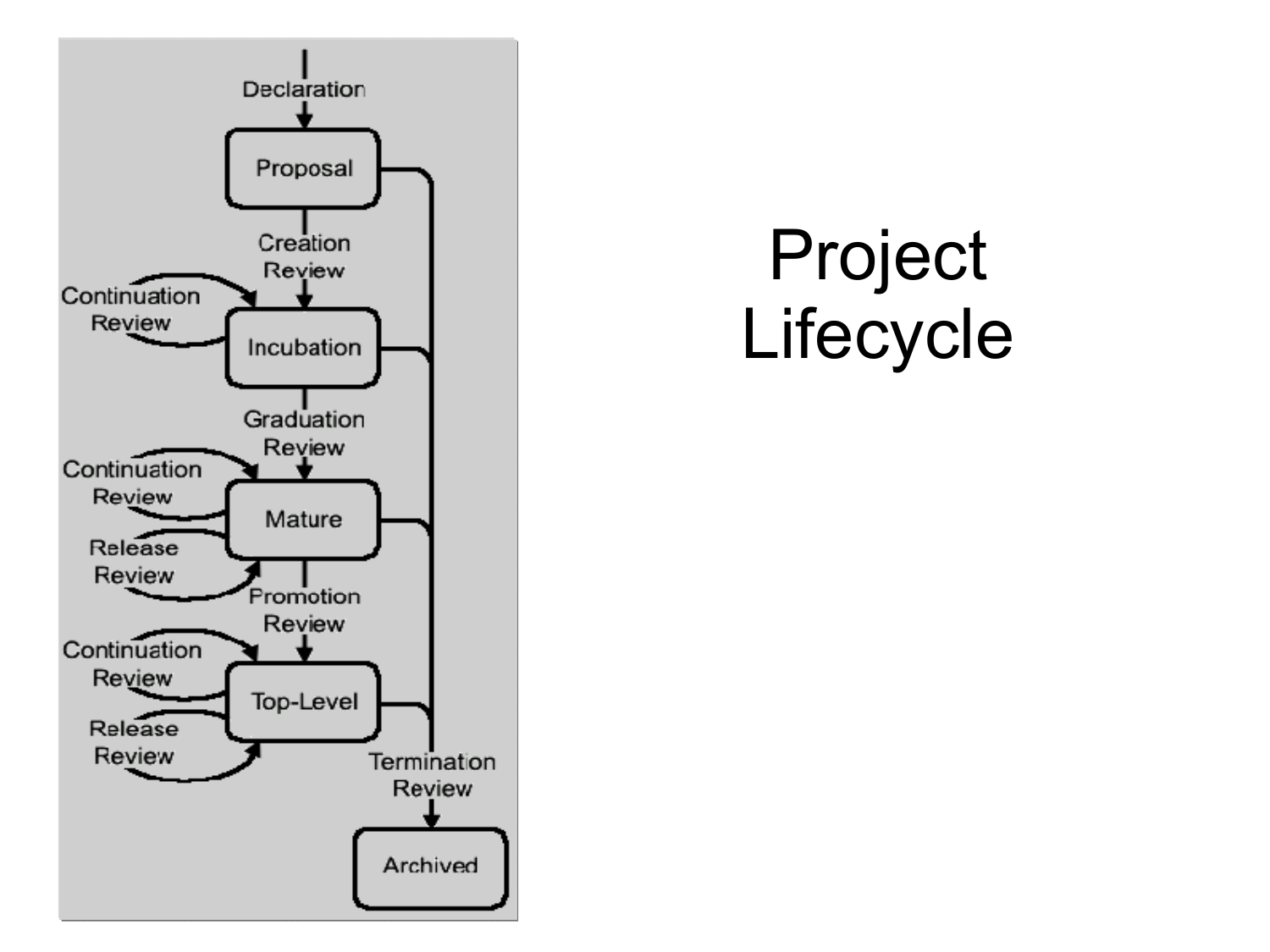# Project Lifecycle

Declaration

Proposal

Creation Review

Continuation Review

Incubation

Graduation Review

Continuation Review

Mature

Release Review

Promotion Review

Continuation Review

Top-Level

Release Review

Termination Review

Archived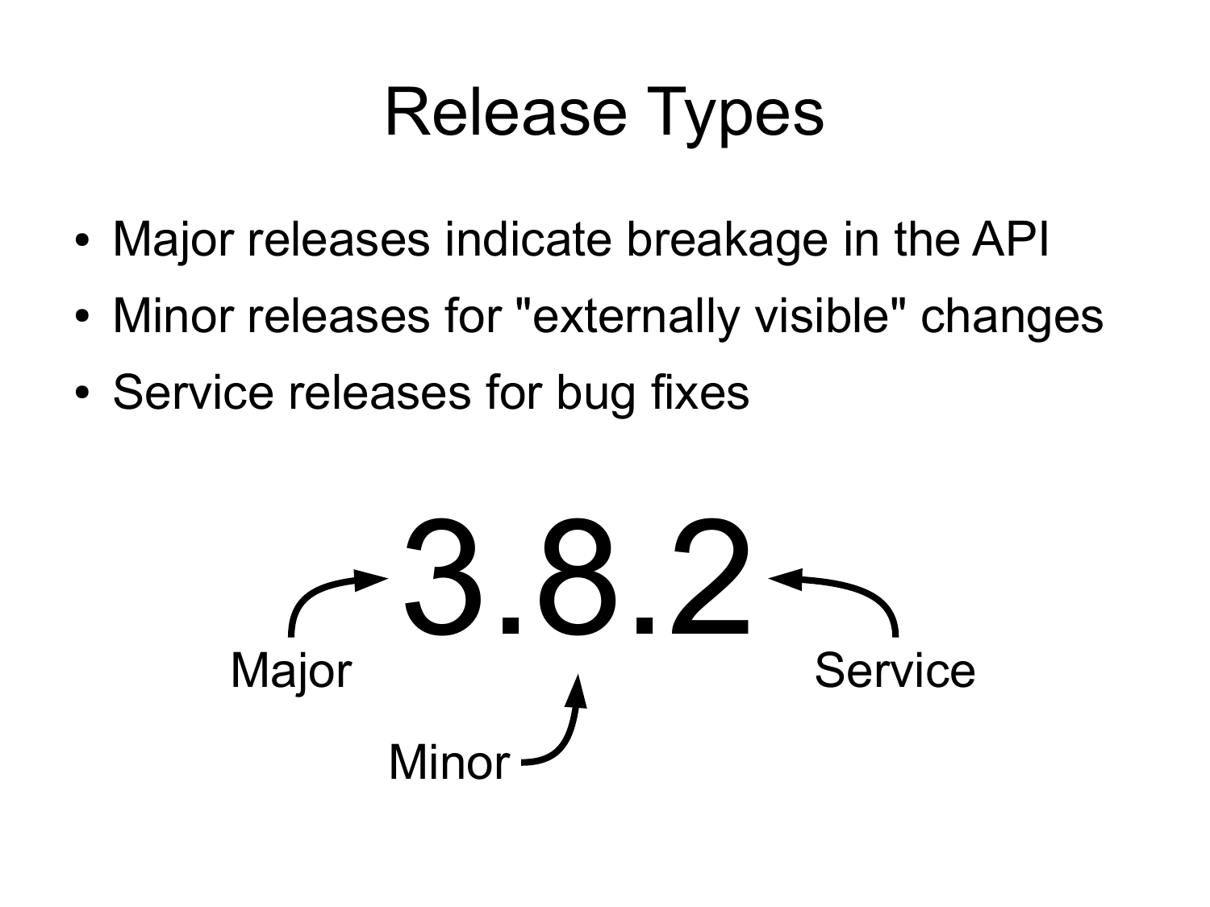# Release Types

- Major releases indicate breakage in the API
- Minor releases for "externally visible" changes
- Service releases for bug fixes

3.8.2

Major

Minor

Service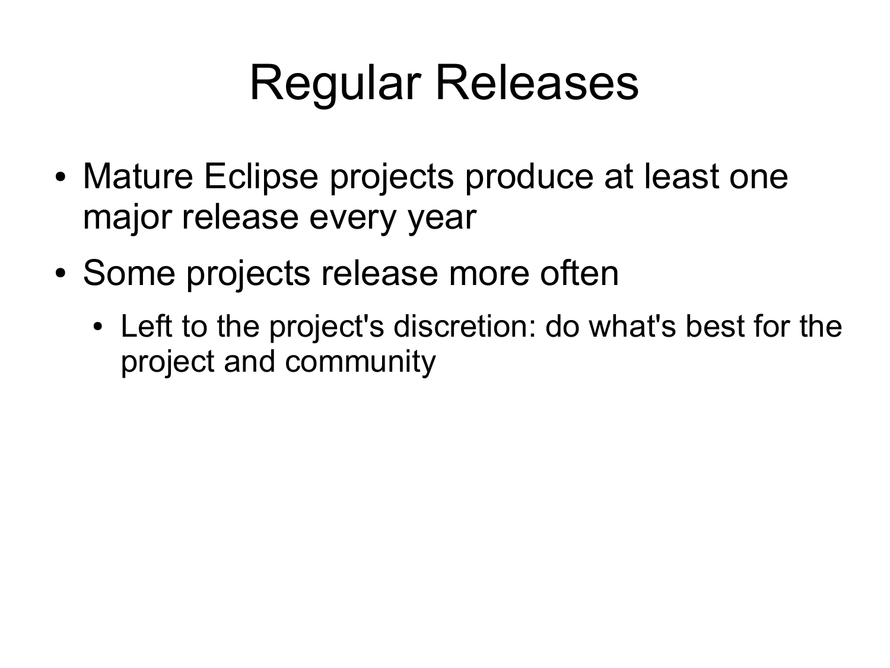# Regular Releases

- Mature Eclipse projects produce at least one major release every year
- Some projects release more often
  - Left to the project's discretion: do what's best for the project and community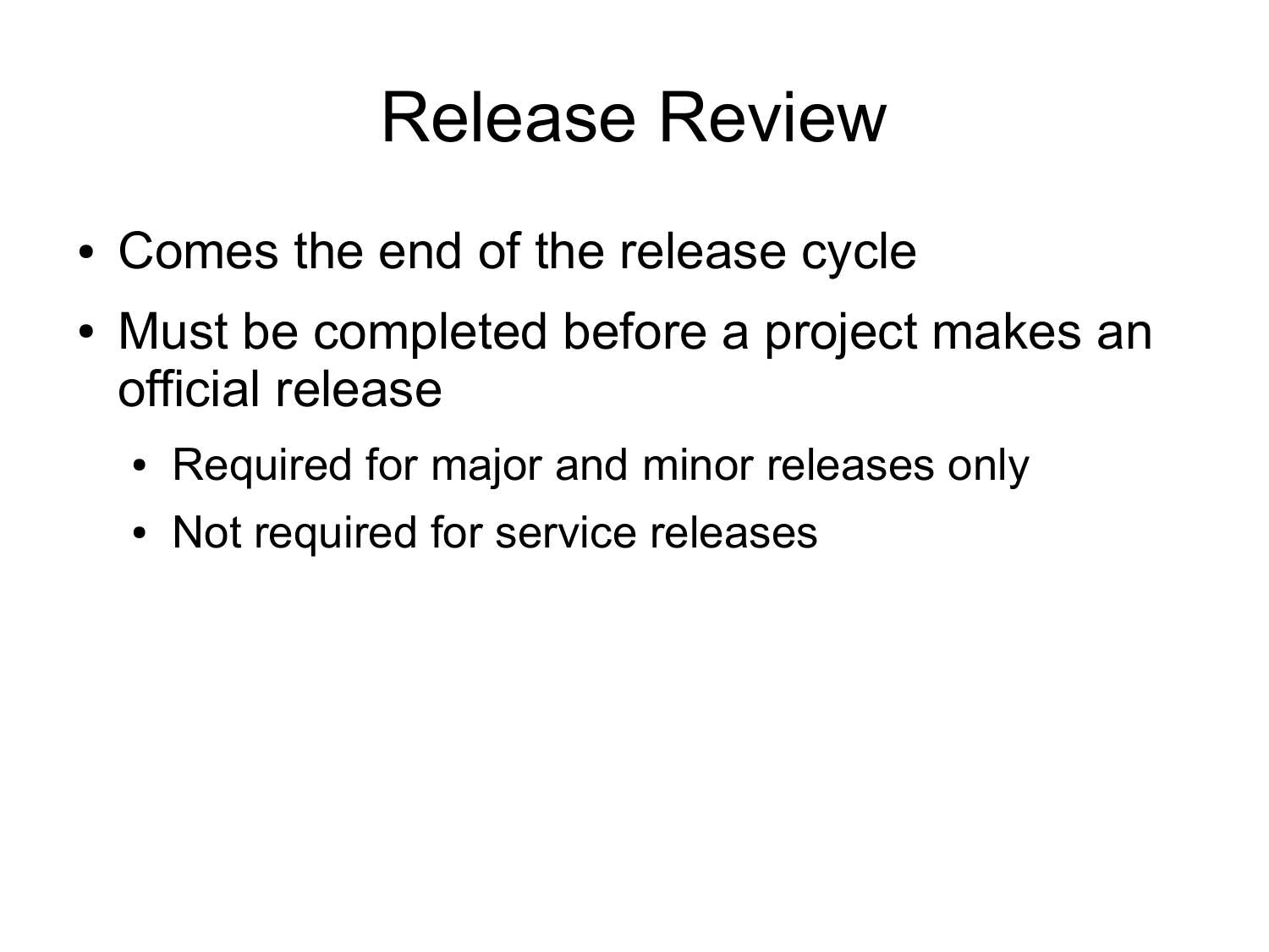# Release Review

- Comes the end of the release cycle
- Must be completed before a project makes an official release
  - Required for major and minor releases only
  - Not required for service releases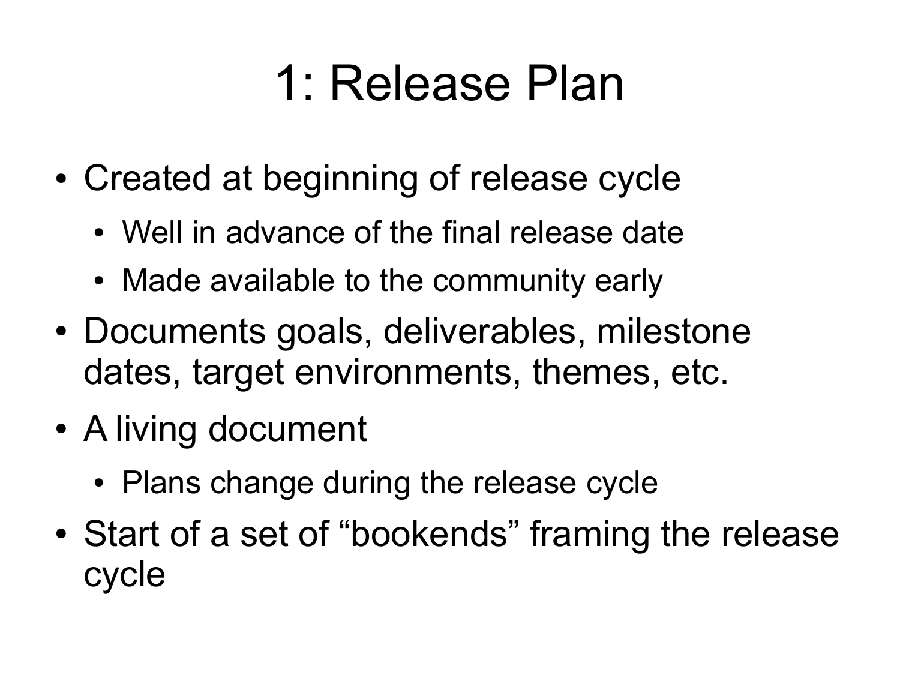# 1: Release Plan

- Created at beginning of release cycle
  - Well in advance of the final release date
  - Made available to the community early
- Documents goals, deliverables, milestone dates, target environments, themes, etc.
- A living document
  - Plans change during the release cycle
- Start of a set of "bookends" framing the release cycle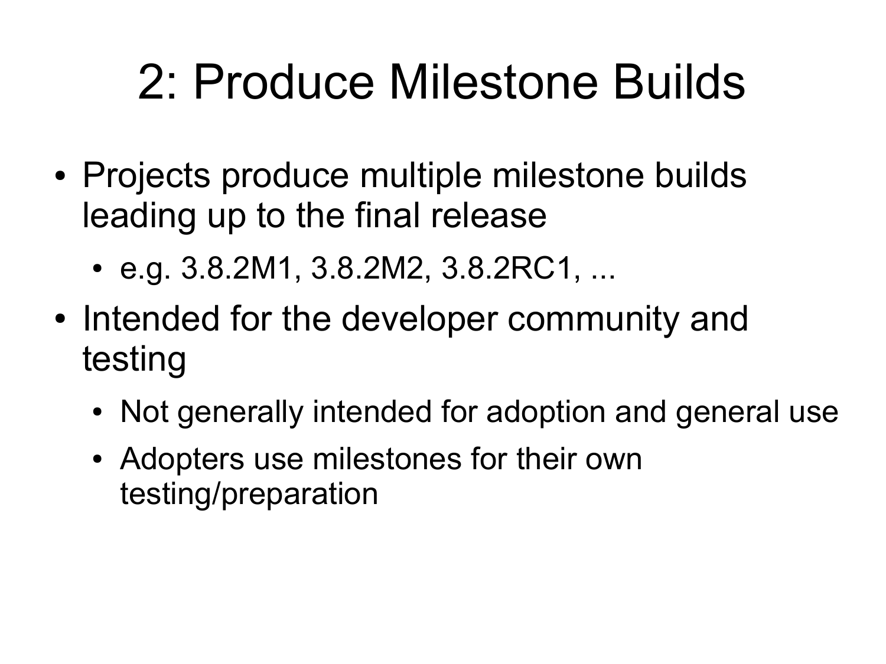# 2: Produce Milestone Builds

- Projects produce multiple milestone builds leading up to the final release
  - e.g. 3.8.2M1, 3.8.2M2, 3.8.2RC1, ...
- Intended for the developer community and testing
  - Not generally intended for adoption and general use
  - Adopters use milestones for their own testing/preparation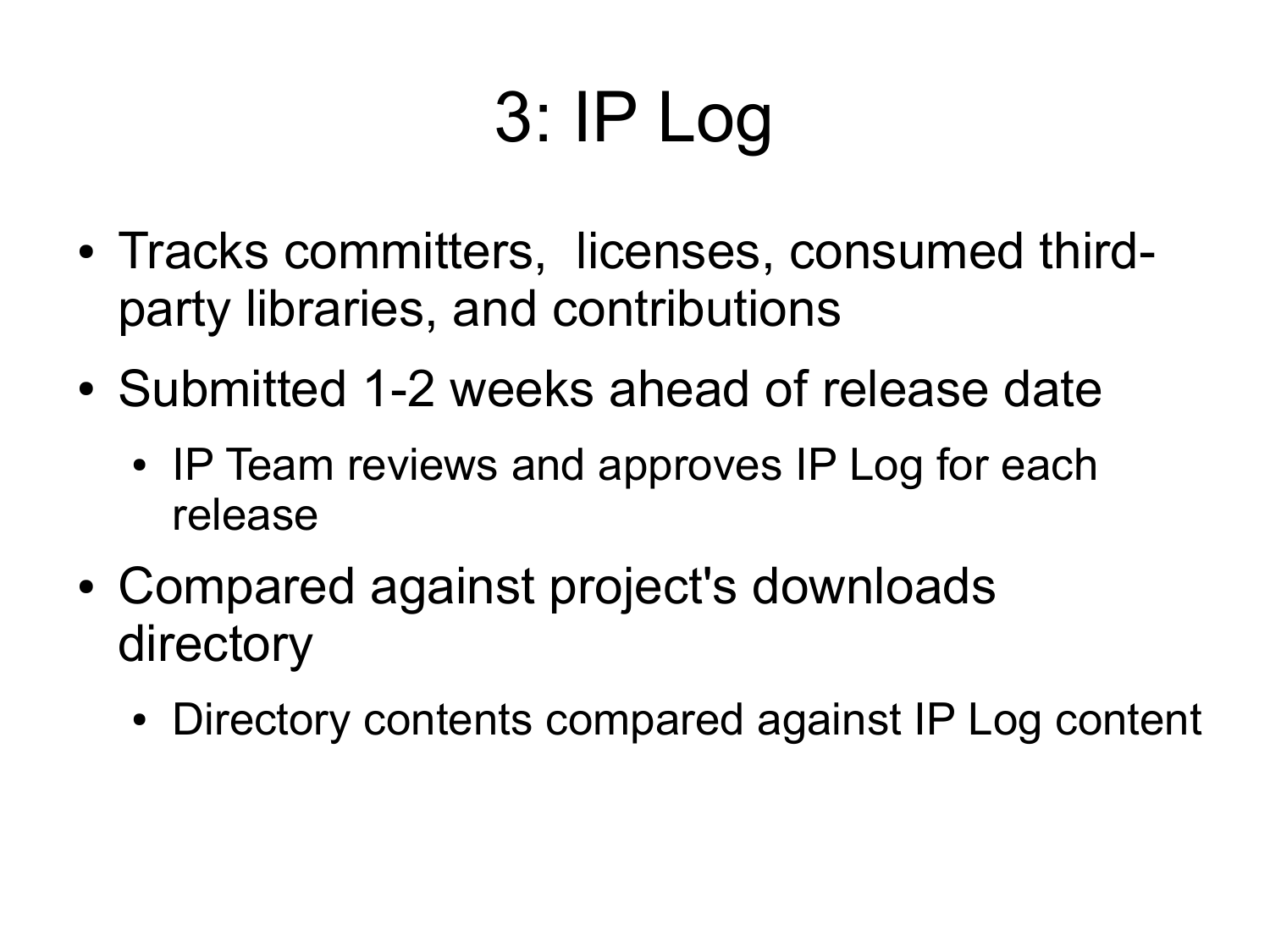# 3: IP Log

- Tracks committers, licenses, consumed third-party libraries, and contributions
- Submitted 1-2 weeks ahead of release date
  - IP Team reviews and approves IP Log for each release
- Compared against project's downloads directory
  - Directory contents compared against IP Log content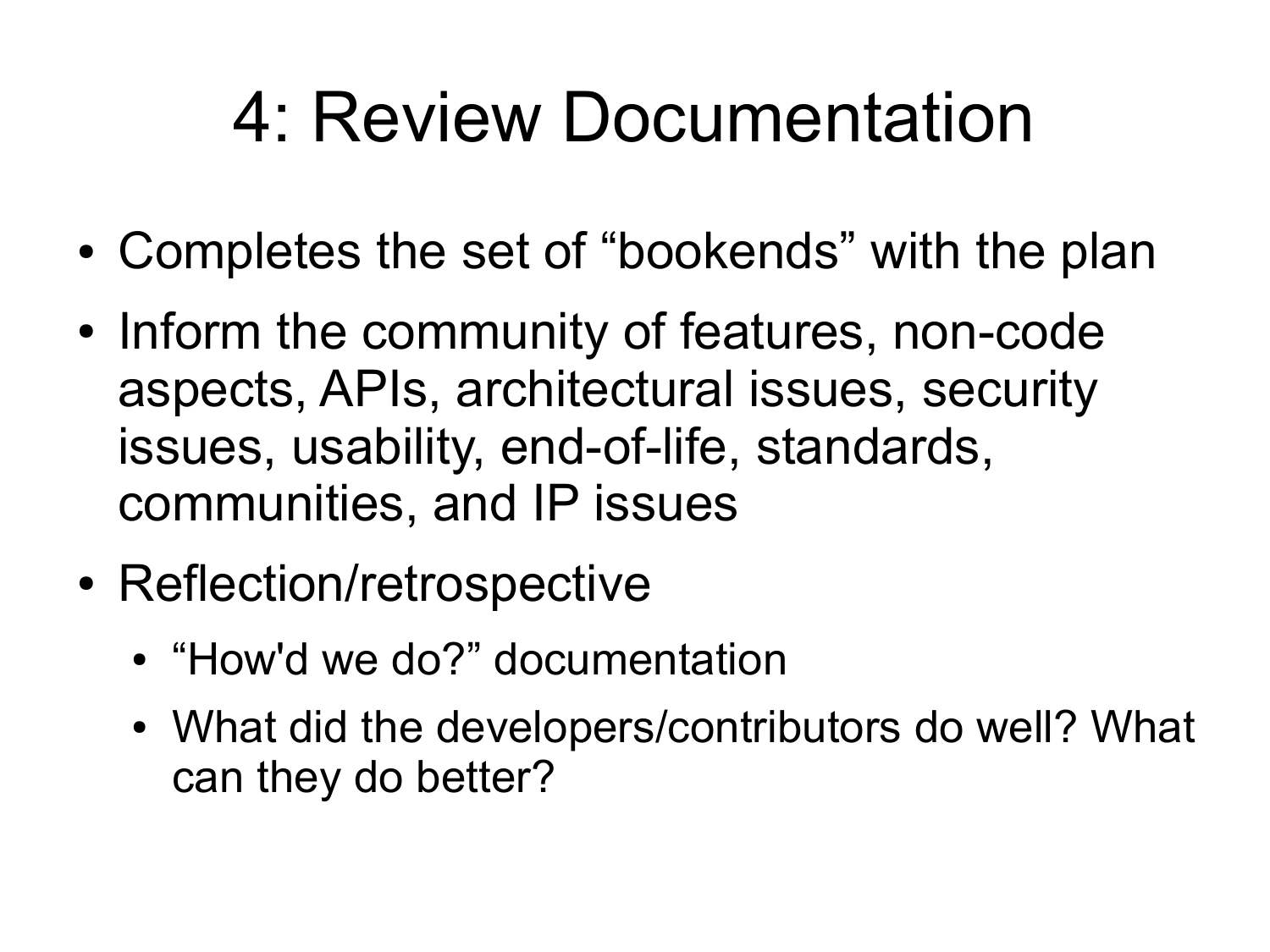# 4: Review Documentation

- Completes the set of “bookends” with the plan
- Inform the community of features, non-code aspects, APIs, architectural issues, security issues, usability, end-of-life, standards, communities, and IP issues
- Reflection/retrospective
  - “How'd we do?” documentation
  - What did the developers/contributors do well? What can they do better?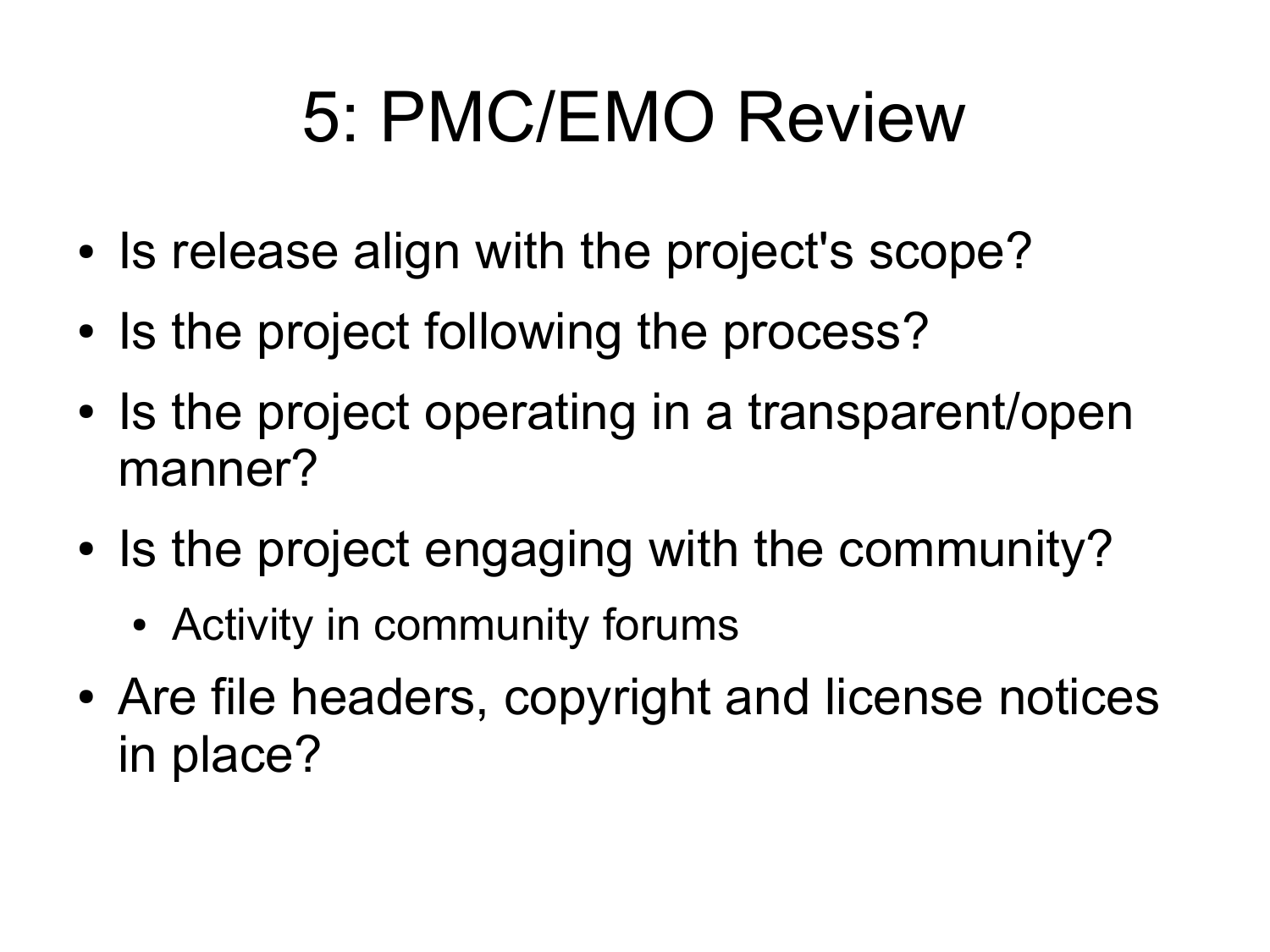# 5: PMC/EMO Review

- Is release align with the project's scope?
- Is the project following the process?
- Is the project operating in a transparent/open manner?
- Is the project engaging with the community?
  - Activity in community forums
- Are file headers, copyright and license notices in place?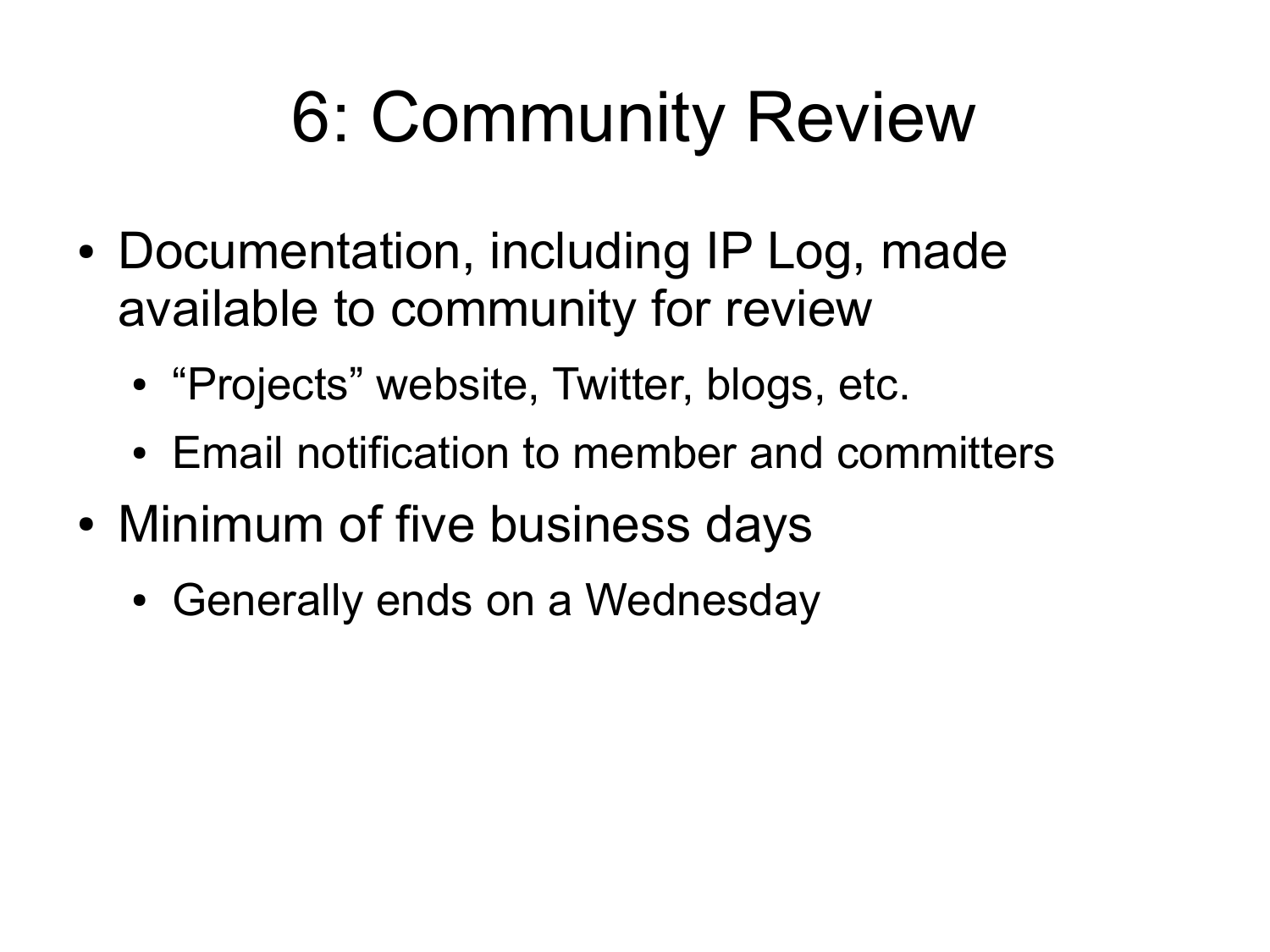# 6: Community Review

- Documentation, including IP Log, made available to community for review
  - “Projects” website, Twitter, blogs, etc.
  - Email notification to member and committers
- Minimum of five business days
  - Generally ends on a Wednesday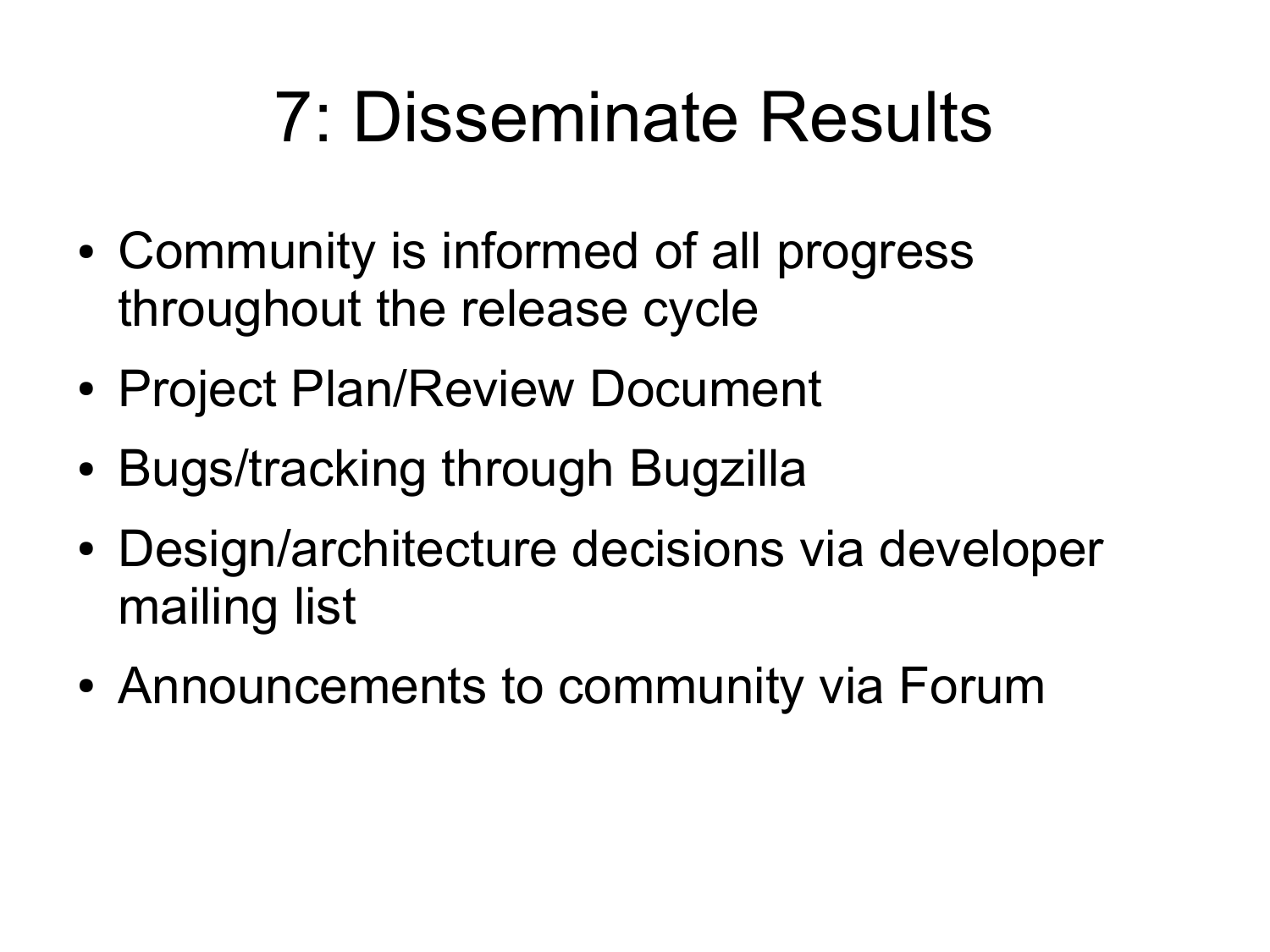# 7: Disseminate Results

- Community is informed of all progress throughout the release cycle
- Project Plan/Review Document
- Bugs/tracking through Bugzilla
- Design/architecture decisions via developer mailing list
- Announcements to community via Forum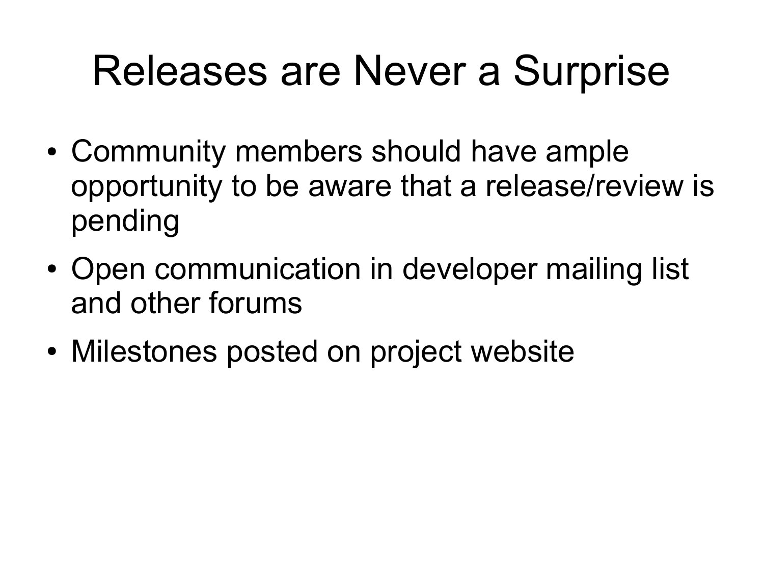# Releases are Never a Surprise

- Community members should have ample opportunity to be aware that a release/review is pending
- Open communication in developer mailing list and other forums
- Milestones posted on project website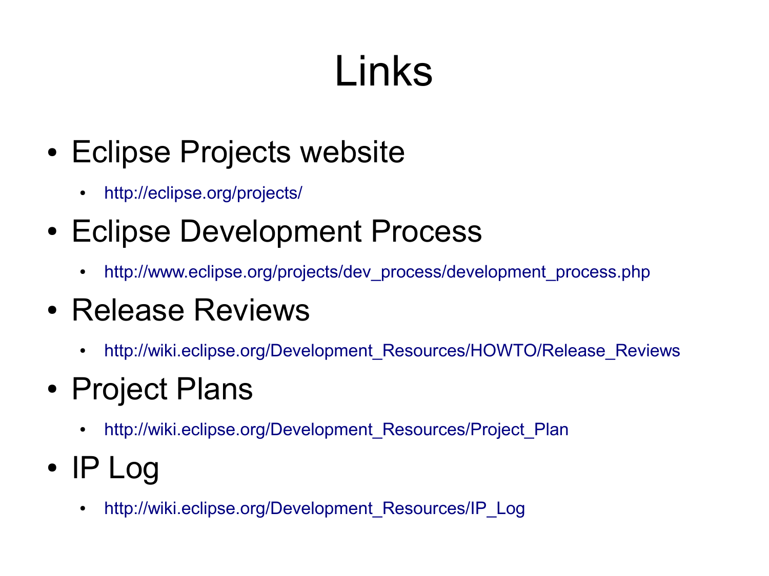# Links

- Eclipse Projects website
  - http://eclipse.org/projects/
- Eclipse Development Process
  - http://www.eclipse.org/projects/dev_process/development_process.php
- Release Reviews
  - http://wiki.eclipse.org/Development_Resources/HOWTO/Release_Reviews
- Project Plans
  - http://wiki.eclipse.org/Development_Resources/Project_Plan
- IP Log
  - http://wiki.eclipse.org/Development_Resources/IP_Log